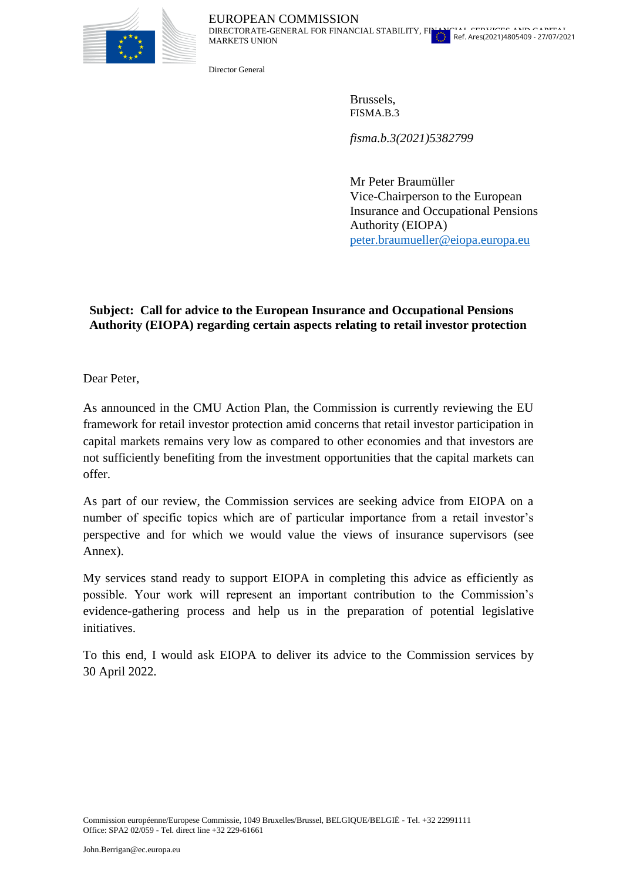EUROPEAN COMMISSION
DIRECTORATE-GENERAL FOR FINANCIAL STABILITY, FINANCIAL SERVICES AND CAPITAL MARKETS UNION

Ref. Ares(2021)4805409 - 27/07/2021

Director General

Brussels,
FISMA.B.3

*fisma.b.3(2021)5382799*

Mr Peter Braumüller
Vice-Chairperson to the European Insurance and Occupational Pensions Authority (EIOPA)
peter.braumueller@eiopa.europa.eu

**Subject: Call for advice to the European Insurance and Occupational Pensions Authority (EIOPA) regarding certain aspects relating to retail investor protection**

Dear Peter,

As announced in the CMU Action Plan, the Commission is currently reviewing the EU framework for retail investor protection amid concerns that retail investor participation in capital markets remains very low as compared to other economies and that investors are not sufficiently benefiting from the investment opportunities that the capital markets can offer.

As part of our review, the Commission services are seeking advice from EIOPA on a number of specific topics which are of particular importance from a retail investor's perspective and for which we would value the views of insurance supervisors (see Annex).

My services stand ready to support EIOPA in completing this advice as efficiently as possible. Your work will represent an important contribution to the Commission's evidence-gathering process and help us in the preparation of potential legislative initiatives.

To this end, I would ask EIOPA to deliver its advice to the Commission services by 30 April 2022.

Commission européenne/Europese Commissie, 1049 Bruxelles/Brussel, BELGIQUE/BELGIË - Tel. +32 22991111
Office: SPA2 02/059 - Tel. direct line +32 229-61661

John.Berrigan@ec.europa.eu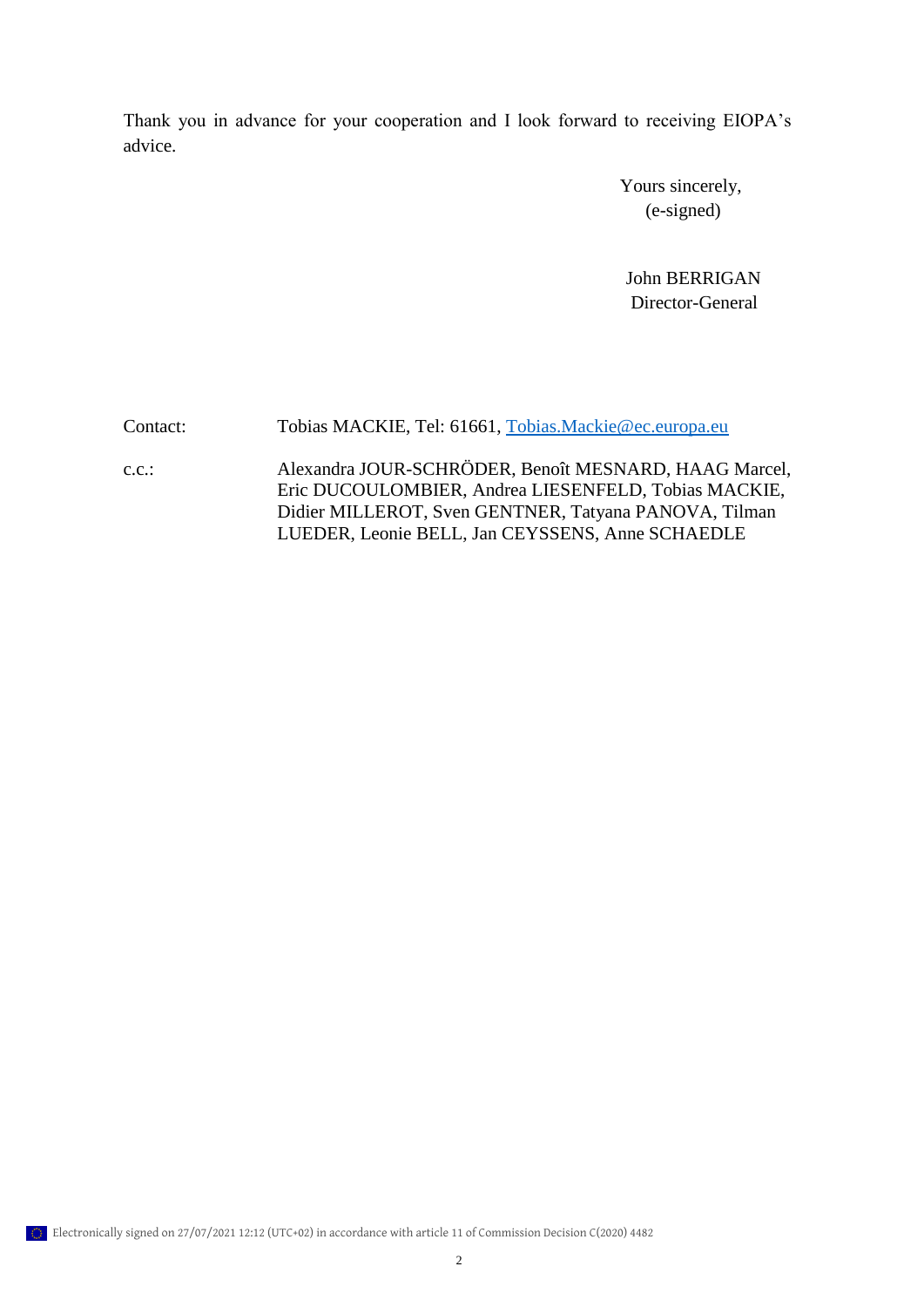Thank you in advance for your cooperation and I look forward to receiving EIOPA's advice.

Yours sincerely,
(e-signed)

John BERRIGAN
Director-General

Contact: Tobias MACKIE, Tel: 61661, [Tobias.Mackie@ec.europa.eu](mailto:Tobias.Mackie@ec.europa.eu)

c.c.: Alexandra JOUR-SCHRÖDER, Benoît MESNARD, HAAG Marcel, Eric DUCOULOMBIER, Andrea LIESENFELD, Tobias MACKIE, Didier MILLEROT, Sven GENTNER, Tatyana PANOVA, Tilman LUEDER, Leonie BELL, Jan CEYSSENS, Anne SCHAEDLE

Electronically signed on 27/07/2021 12:12 (UTC+02) in accordance with article 11 of Commission Decision C(2020) 4482